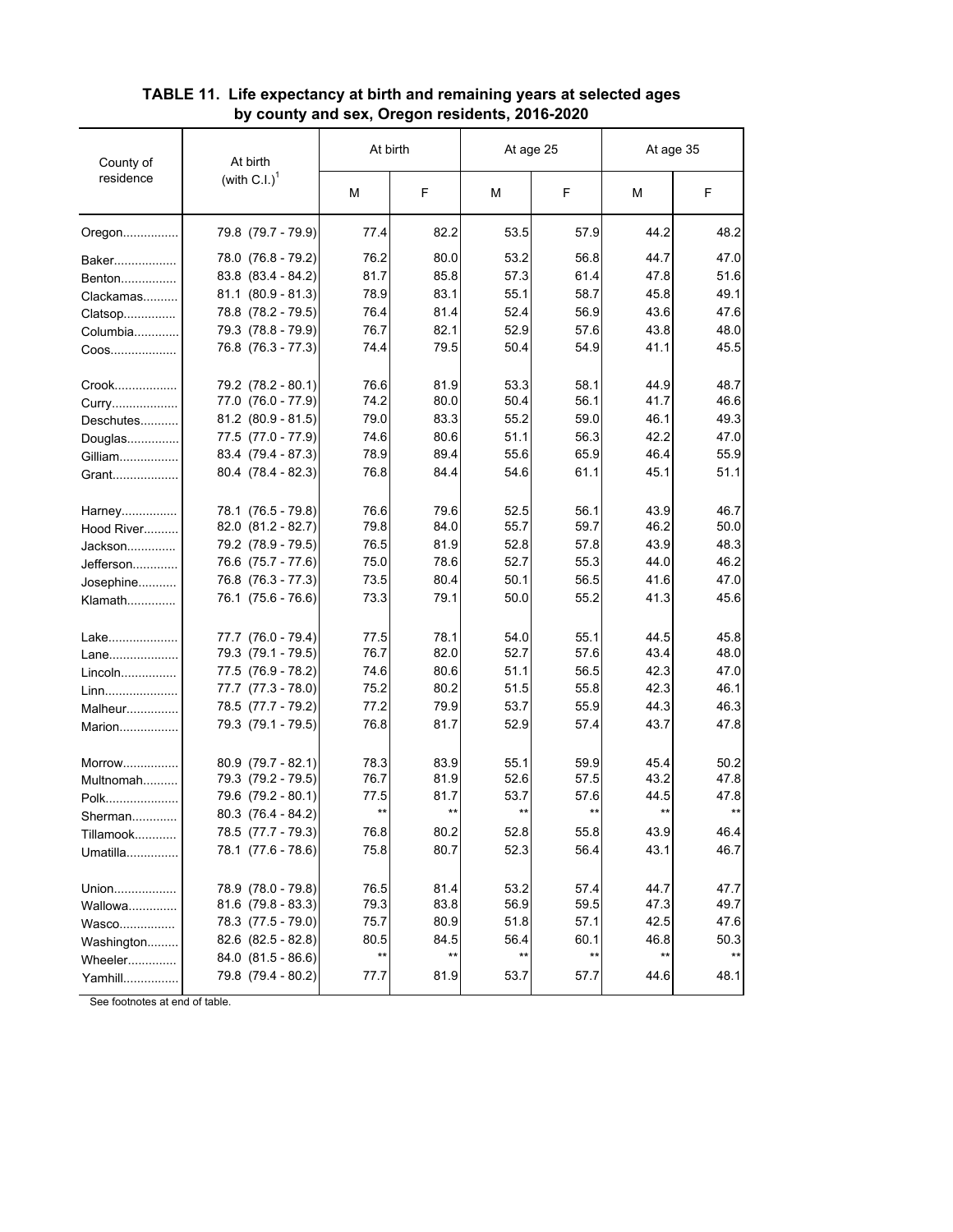**TABLE 11. Life expectancy at birth and remaining years at selected ages by county and sex, Oregon residents, 2016-2020**

| County of residence | At birth (with C.I.)[1] | At birth | | At age 25 | | At age 35 | |
|---|---|---|---|---|---|---|---|
| | | M | F | M | F | M | F |
| Oregon................ | 79.8 (79.7 - 79.9) | 77.4 | 82.2 | 53.5 | 57.9 | 44.2 | 48.2 |
| Baker.................. | 78.0 (76.8 - 79.2) | 76.2 | 80.0 | 53.2 | 56.8 | 44.7 | 47.0 |
| Benton................ | 83.8 (83.4 - 84.2) | 81.7 | 85.8 | 57.3 | 61.4 | 47.8 | 51.6 |
| Clackamas.......... | 81.1 (80.9 - 81.3) | 78.9 | 83.1 | 55.1 | 58.7 | 45.8 | 49.1 |
| Clatsop............... | 78.8 (78.2 - 79.5) | 76.4 | 81.4 | 52.4 | 56.9 | 43.6 | 47.6 |
| Columbia............. | 79.3 (78.8 - 79.9) | 76.7 | 82.1 | 52.9 | 57.6 | 43.8 | 48.0 |
| Coos................... | 76.8 (76.3 - 77.3) | 74.4 | 79.5 | 50.4 | 54.9 | 41.1 | 45.5 |
| Crook.................. | 79.2 (78.2 - 80.1) | 76.6 | 81.9 | 53.3 | 58.1 | 44.9 | 48.7 |
| Curry................... | 77.0 (76.0 - 77.9) | 74.2 | 80.0 | 50.4 | 56.1 | 41.7 | 46.6 |
| Deschutes........... | 81.2 (80.9 - 81.5) | 79.0 | 83.3 | 55.2 | 59.0 | 46.1 | 49.3 |
| Douglas............... | 77.5 (77.0 - 77.9) | 74.6 | 80.6 | 51.1 | 56.3 | 42.2 | 47.0 |
| Gilliam................. | 83.4 (79.4 - 87.3) | 78.9 | 89.4 | 55.6 | 65.9 | 46.4 | 55.9 |
| Grant................... | 80.4 (78.4 - 82.3) | 76.8 | 84.4 | 54.6 | 61.1 | 45.1 | 51.1 |
| Harney................ | 78.1 (76.5 - 79.8) | 76.6 | 79.6 | 52.5 | 56.1 | 43.9 | 46.7 |
| Hood River.......... | 82.0 (81.2 - 82.7) | 79.8 | 84.0 | 55.7 | 59.7 | 46.2 | 50.0 |
| Jackson.............. | 79.2 (78.9 - 79.5) | 76.5 | 81.9 | 52.8 | 57.8 | 43.9 | 48.3 |
| Jefferson............. | 76.6 (75.7 - 77.6) | 75.0 | 78.6 | 52.7 | 55.3 | 44.0 | 46.2 |
| Josephine........... | 76.8 (76.3 - 77.3) | 73.5 | 80.4 | 50.1 | 56.5 | 41.6 | 47.0 |
| Klamath.............. | 76.1 (75.6 - 76.6) | 73.3 | 79.1 | 50.0 | 55.2 | 41.3 | 45.6 |
| Lake.................... | 77.7 (76.0 - 79.4) | 77.5 | 78.1 | 54.0 | 55.1 | 44.5 | 45.8 |
| Lane.................... | 79.3 (79.1 - 79.5) | 76.7 | 82.0 | 52.7 | 57.6 | 43.4 | 48.0 |
| Lincoln................ | 77.5 (76.9 - 78.2) | 74.6 | 80.6 | 51.1 | 56.5 | 42.3 | 47.0 |
| Linn..................... | 77.7 (77.3 - 78.0) | 75.2 | 80.2 | 51.5 | 55.8 | 42.3 | 46.1 |
| Malheur............... | 78.5 (77.7 - 79.2) | 77.2 | 79.9 | 53.7 | 55.9 | 44.3 | 46.3 |
| Marion................. | 79.3 (79.1 - 79.5) | 76.8 | 81.7 | 52.9 | 57.4 | 43.7 | 47.8 |
| Morrow................ | 80.9 (79.7 - 82.1) | 78.3 | 83.9 | 55.1 | 59.9 | 45.4 | 50.2 |
| Multnomah.......... | 79.3 (79.2 - 79.5) | 76.7 | 81.9 | 52.6 | 57.5 | 43.2 | 47.8 |
| Polk..................... | 79.6 (79.2 - 80.1) | 77.5 | 81.7 | 53.7 | 57.6 | 44.5 | 47.8 |
| Sherman............. | 80.3 (76.4 - 84.2) | ** | ** | ** | ** | ** | ** |
| Tillamook............ | 78.5 (77.7 - 79.3) | 76.8 | 80.2 | 52.8 | 55.8 | 43.9 | 46.4 |
| Umatilla............... | 78.1 (77.6 - 78.6) | 75.8 | 80.7 | 52.3 | 56.4 | 43.1 | 46.7 |
| Union.................. | 78.9 (78.0 - 79.8) | 76.5 | 81.4 | 53.2 | 57.4 | 44.7 | 47.7 |
| Wallowa.............. | 81.6 (79.8 - 83.3) | 79.3 | 83.8 | 56.9 | 59.5 | 47.3 | 49.7 |
| Wasco................ | 78.3 (77.5 - 79.0) | 75.7 | 80.9 | 51.8 | 57.1 | 42.5 | 47.6 |
| Washington......... | 82.6 (82.5 - 82.8) | 80.5 | 84.5 | 56.4 | 60.1 | 46.8 | 50.3 |
| Wheeler.............. | 84.0 (81.5 - 86.6) | ** | ** | ** | ** | ** | ** |
| Yamhill................ | 79.8 (79.4 - 80.2) | 77.7 | 81.9 | 53.7 | 57.7 | 44.6 | 48.1 |

See footnotes at end of table.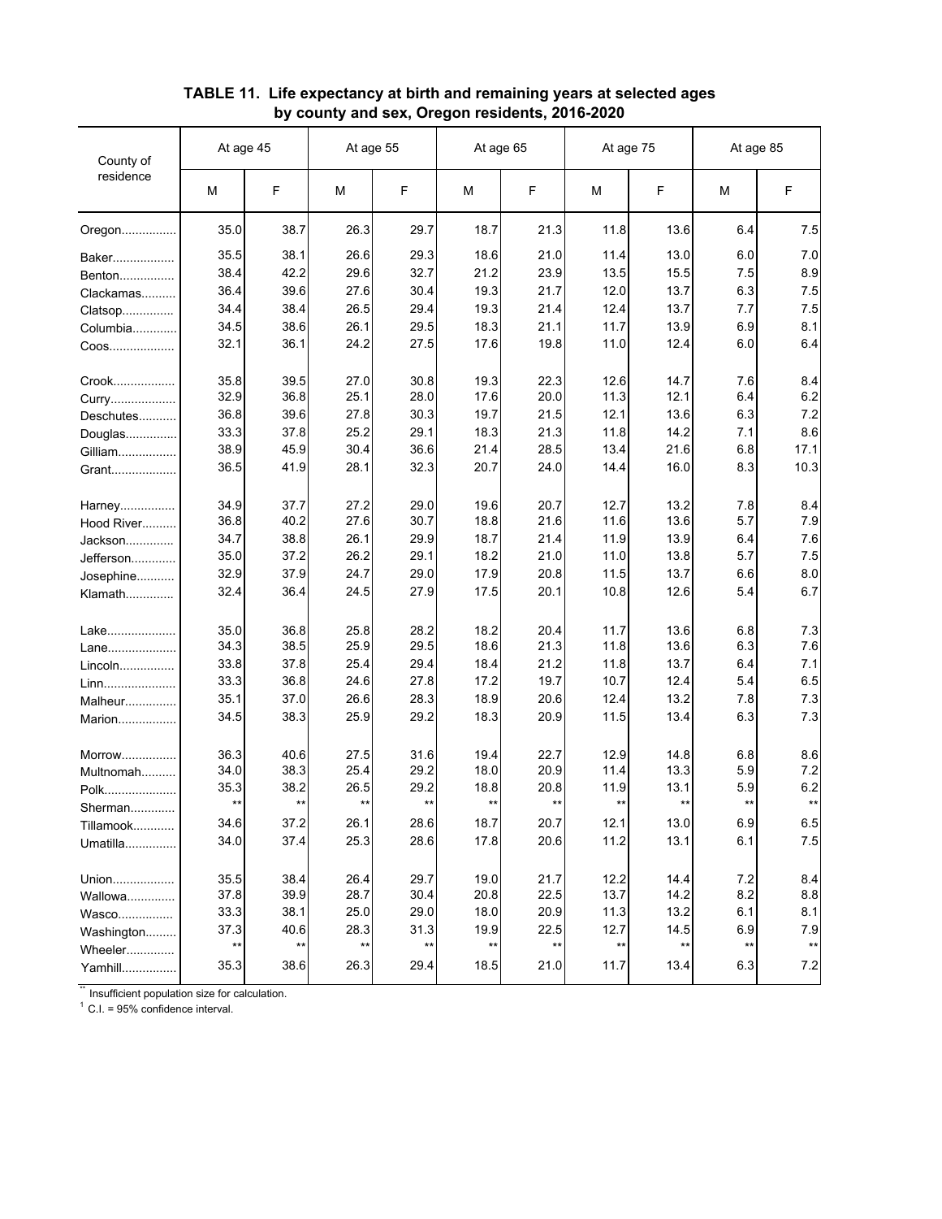## TABLE 11. Life expectancy at birth and remaining years at selected ages by county and sex, Oregon residents, 2016-2020

| County of residence | At age 45 | | At age 55 | | At age 65 | | At age 75 | | At age 85 | |
|---|---|---|---|---|---|---|---|---|---|---|
| | M | F | M | F | M | F | M | F | M | F |
| Oregon................ | 35.0 | 38.7 | 26.3 | 29.7 | 18.7 | 21.3 | 11.8 | 13.6 | 6.4 | 7.5 |
| Baker.................. | 35.5 | 38.1 | 26.6 | 29.3 | 18.6 | 21.0 | 11.4 | 13.0 | 6.0 | 7.0 |
| Benton................ | 38.4 | 42.2 | 29.6 | 32.7 | 21.2 | 23.9 | 13.5 | 15.5 | 7.5 | 8.9 |
| Clackamas.......... | 36.4 | 39.6 | 27.6 | 30.4 | 19.3 | 21.7 | 12.0 | 13.7 | 6.3 | 7.5 |
| Clatsop............... | 34.4 | 38.4 | 26.5 | 29.4 | 19.3 | 21.4 | 12.4 | 13.7 | 7.7 | 7.5 |
| Columbia............. | 34.5 | 38.6 | 26.1 | 29.5 | 18.3 | 21.1 | 11.7 | 13.9 | 6.9 | 8.1 |
| Coos................... | 32.1 | 36.1 | 24.2 | 27.5 | 17.6 | 19.8 | 11.0 | 12.4 | 6.0 | 6.4 |
| Crook.................. | 35.8 | 39.5 | 27.0 | 30.8 | 19.3 | 22.3 | 12.6 | 14.7 | 7.6 | 8.4 |
| Curry................... | 32.9 | 36.8 | 25.1 | 28.0 | 17.6 | 20.0 | 11.3 | 12.1 | 6.4 | 6.2 |
| Deschutes........... | 36.8 | 39.6 | 27.8 | 30.3 | 19.7 | 21.5 | 12.1 | 13.6 | 6.3 | 7.2 |
| Douglas............... | 33.3 | 37.8 | 25.2 | 29.1 | 18.3 | 21.3 | 11.8 | 14.2 | 7.1 | 8.6 |
| Gilliam................. | 38.9 | 45.9 | 30.4 | 36.6 | 21.4 | 28.5 | 13.4 | 21.6 | 6.8 | 17.1 |
| Grant................... | 36.5 | 41.9 | 28.1 | 32.3 | 20.7 | 24.0 | 14.4 | 16.0 | 8.3 | 10.3 |
| Harney................ | 34.9 | 37.7 | 27.2 | 29.0 | 19.6 | 20.7 | 12.7 | 13.2 | 7.8 | 8.4 |
| Hood River.......... | 36.8 | 40.2 | 27.6 | 30.7 | 18.8 | 21.6 | 11.6 | 13.6 | 5.7 | 7.9 |
| Jackson............. | 34.7 | 38.8 | 26.1 | 29.9 | 18.7 | 21.4 | 11.9 | 13.9 | 6.4 | 7.6 |
| Jefferson............. | 35.0 | 37.2 | 26.2 | 29.1 | 18.2 | 21.0 | 11.0 | 13.8 | 5.7 | 7.5 |
| Josephine........... | 32.9 | 37.9 | 24.7 | 29.0 | 17.9 | 20.8 | 11.5 | 13.7 | 6.6 | 8.0 |
| Klamath............. | 32.4 | 36.4 | 24.5 | 27.9 | 17.5 | 20.1 | 10.8 | 12.6 | 5.4 | 6.7 |
| Lake.................... | 35.0 | 36.8 | 25.8 | 28.2 | 18.2 | 20.4 | 11.7 | 13.6 | 6.8 | 7.3 |
| Lane.................... | 34.3 | 38.5 | 25.9 | 29.5 | 18.6 | 21.3 | 11.8 | 13.6 | 6.3 | 7.6 |
| Lincoln................ | 33.8 | 37.8 | 25.4 | 29.4 | 18.4 | 21.2 | 11.8 | 13.7 | 6.4 | 7.1 |
| Linn..................... | 33.3 | 36.8 | 24.6 | 27.8 | 17.2 | 19.7 | 10.7 | 12.4 | 5.4 | 6.5 |
| Malheur.............. | 35.1 | 37.0 | 26.6 | 28.3 | 18.9 | 20.6 | 12.4 | 13.2 | 7.8 | 7.3 |
| Marion................. | 34.5 | 38.3 | 25.9 | 29.2 | 18.3 | 20.9 | 11.5 | 13.4 | 6.3 | 7.3 |
| Morrow................ | 36.3 | 40.6 | 27.5 | 31.6 | 19.4 | 22.7 | 12.9 | 14.8 | 6.8 | 8.6 |
| Multnomah.......... | 34.0 | 38.3 | 25.4 | 29.2 | 18.0 | 20.9 | 11.4 | 13.3 | 5.9 | 7.2 |
| Polk..................... | 35.3 | 38.2 | 26.5 | 29.2 | 18.8 | 20.8 | 11.9 | 13.1 | 5.9 | 6.2 |
| Sherman............. | ** | ** | ** | ** | ** | ** | ** | ** | ** | ** |
| Tillamook............ | 34.6 | 37.2 | 26.1 | 28.6 | 18.7 | 20.7 | 12.1 | 13.0 | 6.9 | 6.5 |
| Umatilla.............. | 34.0 | 37.4 | 25.3 | 28.6 | 17.8 | 20.6 | 11.2 | 13.1 | 6.1 | 7.5 |
| Union.................. | 35.5 | 38.4 | 26.4 | 29.7 | 19.0 | 21.7 | 12.2 | 14.4 | 7.2 | 8.4 |
| Wallowa.............. | 37.8 | 39.9 | 28.7 | 30.4 | 20.8 | 22.5 | 13.7 | 14.2 | 8.2 | 8.8 |
| Wasco................ | 33.3 | 38.1 | 25.0 | 29.0 | 18.0 | 20.9 | 11.3 | 13.2 | 6.1 | 8.1 |
| Washington......... | 37.3 | 40.6 | 28.3 | 31.3 | 19.9 | 22.5 | 12.7 | 14.5 | 6.9 | 7.9 |
| Wheeler.............. | ** | ** | ** | ** | ** | ** | ** | ** | ** | ** |
| Yamhill................ | 35.3 | 38.6 | 26.3 | 29.4 | 18.5 | 21.0 | 11.7 | 13.4 | 6.3 | 7.2 |

** Insufficient population size for calculation.

[1] C.I. = 95% confidence interval.